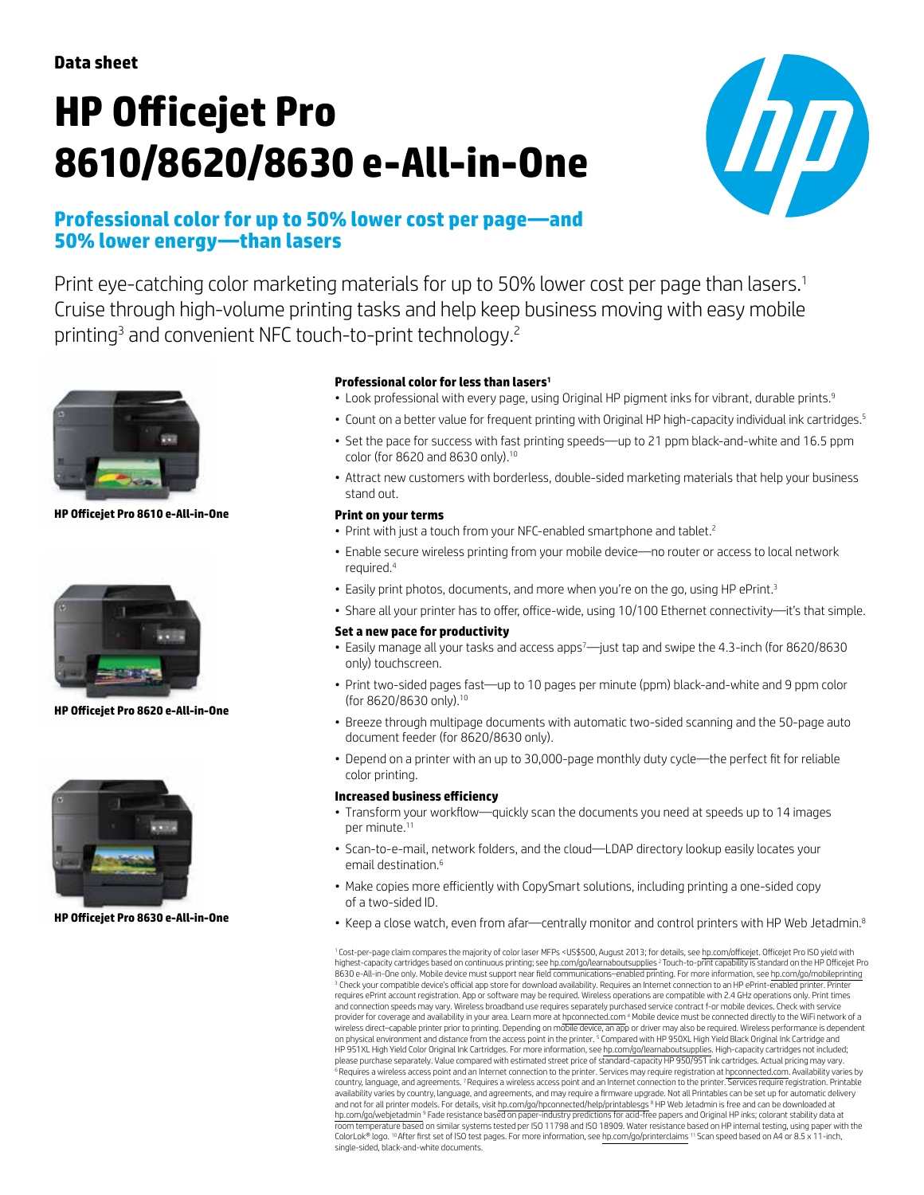Data sheet

# HP Officejet Pro 8610/8620/8630 e-All-in-One

## Professional color for up to 50% lower cost per page—and 50% lower energy—than lasers

Print eye-catching color marketing materials for up to 50% lower cost per page than lasers.[1] Cruise through high-volume printing tasks and help keep business moving with easy mobile printing[3] and convenient NFC touch-to-print technology.[2]

HP Officejet Pro 8610 e-All-in-One

HP Officejet Pro 8620 e-All-in-One

HP Officejet Pro 8630 e-All-in-One

### Professional color for less than lasers[1]

- Look professional with every page, using Original HP pigment inks for vibrant, durable prints.[9]
- Count on a better value for frequent printing with Original HP high-capacity individual ink cartridges.[5]
- Set the pace for success with fast printing speeds—up to 21 ppm black-and-white and 16.5 ppm color (for 8620 and 8630 only).[10]
- Attract new customers with borderless, double-sided marketing materials that help your business stand out.

### Print on your terms

- Print with just a touch from your NFC-enabled smartphone and tablet.[2]
- Enable secure wireless printing from your mobile device—no router or access to local network required.[4]
- Easily print photos, documents, and more when you're on the go, using HP ePrint.[3]
- Share all your printer has to offer, office-wide, using 10/100 Ethernet connectivity—it's that simple.

### Set a new pace for productivity

- Easily manage all your tasks and access apps[7]—just tap and swipe the 4.3-inch (for 8620/8630 only) touchscreen.
- Print two-sided pages fast—up to 10 pages per minute (ppm) black-and-white and 9 ppm color (for 8620/8630 only).[10]
- Breeze through multipage documents with automatic two-sided scanning and the 50-page auto document feeder (for 8620/8630 only).
- Depend on a printer with an up to 30,000-page monthly duty cycle—the perfect fit for reliable color printing.

### Increased business efficiency

- Transform your workflow—quickly scan the documents you need at speeds up to 14 images per minute.[11]
- Scan-to-e-mail, network folders, and the cloud—LDAP directory lookup easily locates your email destination.[6]
- Make copies more efficiently with CopySmart solutions, including printing a one-sided copy of a two-sided ID.
- Keep a close watch, even from afar—centrally monitor and control printers with HP Web Jetadmin.[8]

[1] Cost-per-page claim compares the majority of color laser MFPs <US$500, August 2013; for details, see hp.com/officejet. Officejet Pro ISO yield with highest-capacity cartridges based on continuous printing; see hp.com/go/learnaboutsupplies [2] Touch-to-print capability is standard on the HP Officejet Pro 8630 e-All-in-One only. Mobile device must support near field communications–enabled printing. For more information, see hp.com/go/mobileprinting [3] Check your compatible device's official app store for download availability. Requires an Internet connection to an HP ePrint-enabled printer. Printer requires ePrint account registration. App or software may be required. Wireless operations are compatible with 2.4 GHz operations only. Print times and connection speeds may vary. Wireless broadband use requires separately purchased service contract f-or mobile devices. Check with service provider for coverage and availability in your area. Learn more at hpconnected.com [4] Mobile device must be connected directly to the WiFi network of a wireless direct–capable printer prior to printing. Depending on mobile device, an app or driver may also be required. Wireless performance is dependent on physical environment and distance from the access point in the printer. [5] Compared with HP 950XL High Yield Black Original Ink Cartridge and HP 951XL High Yield Color Original Ink Cartridges. For more information, see hp.com/go/learnaboutsupplies. High-capacity cartridges not included; please purchase separately. Value compared with estimated street price of standard-capacity HP 950/951 ink cartridges. Actual pricing may vary. [6] Requires a wireless access point and an Internet connection to the printer. Services may require registration at hpconnected.com. Availability varies by country, language, and agreements. [7] Requires a wireless access point and an Internet connection to the printer. Services require registration. Printable availability varies by country, language, and agreements, and may require a firmware upgrade. Not all Printables can be set up for automatic delivery and not for all printer models. For details, visit hp.com/go/hpconnected/help/printablesgs [8] HP Web Jetadmin is free and can be downloaded at hp.com/go/webjetadmin [9] Fade resistance based on paper-industry predictions for acid-free papers and Original HP inks; colorant stability data at room temperature based on similar systems tested per ISO 11798 and ISO 18909. Water resistance based on HP internal testing, using paper with the ColorLok® logo. [10] After first set of ISO test pages. For more information, see hp.com/go/printerclaims [11] Scan speed based on A4 or 8.5 x 11-inch, single-sided, black-and-white documents.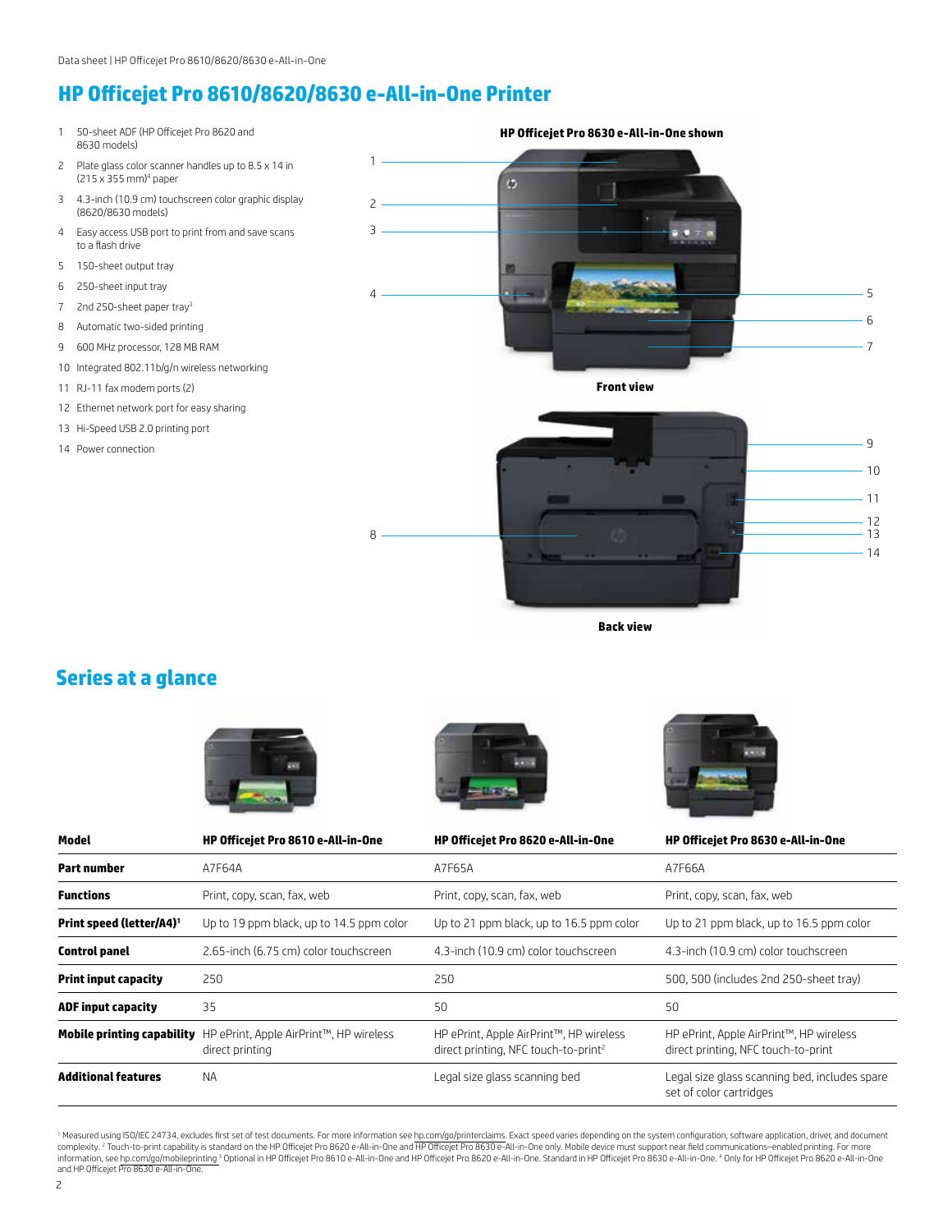# HP Officejet Pro 8610/8620/8630 e-All-in-One Printer

1. 50-sheet ADF (HP Officejet Pro 8620 and 8630 models)
2. Plate glass color scanner handles up to 8.5 x 14 in (215 x 355 mm)[4] paper
3. 4.3-inch (10.9 cm) touchscreen color graphic display (8620/8630 models)
4. Easy access USB port to print from and save scans to a flash drive
5. 150-sheet output tray
6. 250-sheet input tray
7. 2nd 250-sheet paper tray[3]
8. Automatic two-sided printing
9. 600 MHz processor, 128 MB RAM
10. Integrated 802.11b/g/n wireless networking
11. RJ-11 fax modem ports (2)
12. Ethernet network port for easy sharing
13. Hi-Speed USB 2.0 printing port
14. Power connection

**HP Officejet Pro 8630 e-All-in-One shown**

**Front view**

**Back view**

## Series at a glance

| **Model** | **HP Officejet Pro 8610 e-All-in-One** | **HP Officejet Pro 8620 e-All-in-One** | **HP Officejet Pro 8630 e-All-in-One** |
|---|---|---|---|
| **Part number** | A7F64A | A7F65A | A7F66A |
| **Functions** | Print, copy, scan, fax, web | Print, copy, scan, fax, web | Print, copy, scan, fax, web |
| **Print speed (letter/A4)**[1] | Up to 19 ppm black, up to 14.5 ppm color | Up to 21 ppm black, up to 16.5 ppm color | Up to 21 ppm black, up to 16.5 ppm color |
| **Control panel** | 2.65-inch (6.75 cm) color touchscreen | 4.3-inch (10.9 cm) color touchscreen | 4.3-inch (10.9 cm) color touchscreen |
| **Print input capacity** | 250 | 250 | 500, 500 (includes 2nd 250-sheet tray) |
| **ADF input capacity** | 35 | 50 | 50 |
| **Mobile printing capability** | HP ePrint, Apple AirPrint™, HP wireless direct printing | HP ePrint, Apple AirPrint™, HP wireless direct printing, NFC touch-to-print[2] | HP ePrint, Apple AirPrint™, HP wireless direct printing, NFC touch-to-print |
| **Additional features** | NA | Legal size glass scanning bed | Legal size glass scanning bed, includes spare set of color cartridges |

[1] Measured using ISO/IEC 24734, excludes first set of test documents. For more information see hp.com/go/printerclaims. Exact speed varies depending on the system configuration, software application, driver, and document complexity. [2] Touch-to-print capability is standard on the HP Officejet Pro 8620 e-All-in-One and HP Officejet Pro 8630 e-All-in-One only. Mobile device must support near field communications–enabled printing. For more information, see hp.com/go/mobileprinting [3] Optional in HP Officejet Pro 8610 e-All-in-One and HP Officejet Pro 8620 e-All-in-One. Standard in HP Officejet Pro 8630 e-All-in-One. [4] Only for HP Officejet Pro 8620 e-All-in-One and HP Officejet Pro 8630 e-All-in-One.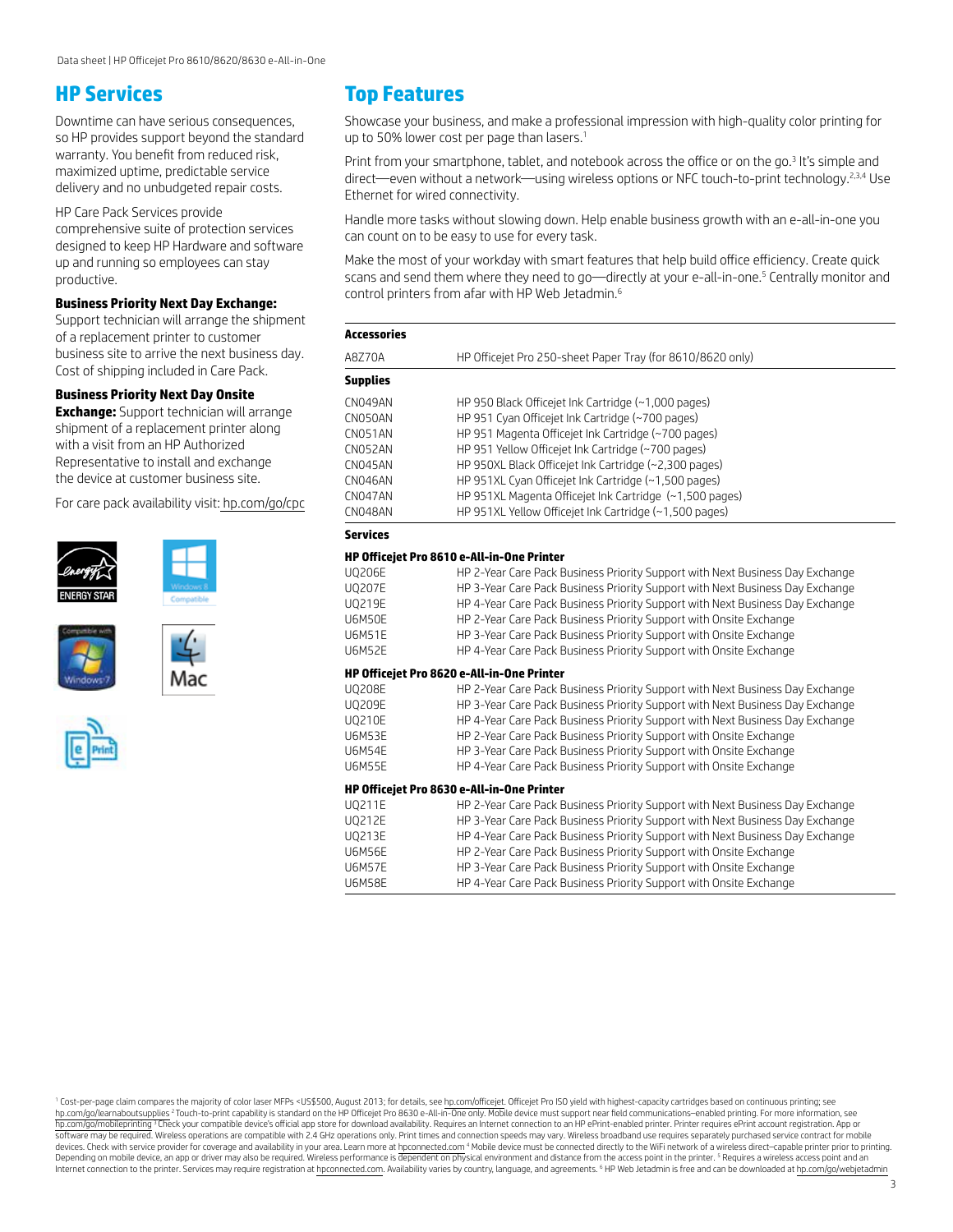## HP Services

Downtime can have serious consequences, so HP provides support beyond the standard warranty. You benefit from reduced risk, maximized uptime, predictable service delivery and no unbudgeted repair costs.

HP Care Pack Services provide comprehensive suite of protection services designed to keep HP Hardware and software up and running so employees can stay productive.

**Business Priority Next Day Exchange:** Support technician will arrange the shipment of a replacement printer to customer business site to arrive the next business day. Cost of shipping included in Care Pack.

**Business Priority Next Day Onsite Exchange:** Support technician will arrange shipment of a replacement printer along with a visit from an HP Authorized Representative to install and exchange the device at customer business site.

For care pack availability visit: hp.com/go/cpc

## Top Features

Showcase your business, and make a professional impression with high-quality color printing for up to 50% lower cost per page than lasers.[1]

Print from your smartphone, tablet, and notebook across the office or on the go.[3] It's simple and direct—even without a network—using wireless options or NFC touch-to-print technology.[2,3,4] Use Ethernet for wired connectivity.

Handle more tasks without slowing down. Help enable business growth with an e-all-in-one you can count on to be easy to use for every task.

Make the most of your workday with smart features that help build office efficiency. Create quick scans and send them where they need to go—directly at your e-all-in-one.[5] Centrally monitor and control printers from afar with HP Web Jetadmin.[6]

| **Accessories** | |
|---|---|
| A8Z70A | HP Officejet Pro 250-sheet Paper Tray (for 8610/8620 only) |
| **Supplies** | |
| CN049AN | HP 950 Black Officejet Ink Cartridge (~1,000 pages) |
| CN050AN | HP 951 Cyan Officejet Ink Cartridge (~700 pages) |
| CN051AN | HP 951 Magenta Officejet Ink Cartridge (~700 pages) |
| CN052AN | HP 951 Yellow Officejet Ink Cartridge (~700 pages) |
| CN045AN | HP 950XL Black Officejet Ink Cartridge (~2,300 pages) |
| CN046AN | HP 951XL Cyan Officejet Ink Cartridge (~1,500 pages) |
| CN047AN | HP 951XL Magenta Officejet Ink Cartridge (~1,500 pages) |
| CN048AN | HP 951XL Yellow Officejet Ink Cartridge (~1,500 pages) |
| **Services** | |
| **HP Officejet Pro 8610 e-All-in-One Printer** | |
| UQ206E | HP 2-Year Care Pack Business Priority Support with Next Business Day Exchange |
| UQ207E | HP 3-Year Care Pack Business Priority Support with Next Business Day Exchange |
| UQ219E | HP 4-Year Care Pack Business Priority Support with Next Business Day Exchange |
| U6M50E | HP 2-Year Care Pack Business Priority Support with Onsite Exchange |
| U6M51E | HP 3-Year Care Pack Business Priority Support with Onsite Exchange |
| U6M52E | HP 4-Year Care Pack Business Priority Support with Onsite Exchange |
| **HP Officejet Pro 8620 e-All-in-One Printer** | |
| UQ208E | HP 2-Year Care Pack Business Priority Support with Next Business Day Exchange |
| UQ209E | HP 3-Year Care Pack Business Priority Support with Next Business Day Exchange |
| UQ210E | HP 4-Year Care Pack Business Priority Support with Next Business Day Exchange |
| U6M53E | HP 2-Year Care Pack Business Priority Support with Onsite Exchange |
| U6M54E | HP 3-Year Care Pack Business Priority Support with Onsite Exchange |
| U6M55E | HP 4-Year Care Pack Business Priority Support with Onsite Exchange |
| **HP Officejet Pro 8630 e-All-in-One Printer** | |
| UQ211E | HP 2-Year Care Pack Business Priority Support with Next Business Day Exchange |
| UQ212E | HP 3-Year Care Pack Business Priority Support with Next Business Day Exchange |
| UQ213E | HP 4-Year Care Pack Business Priority Support with Next Business Day Exchange |
| U6M56E | HP 2-Year Care Pack Business Priority Support with Onsite Exchange |
| U6M57E | HP 3-Year Care Pack Business Priority Support with Onsite Exchange |
| U6M58E | HP 4-Year Care Pack Business Priority Support with Onsite Exchange |

[1] Cost-per-page claim compares the majority of color laser MFPs <US$500, August 2013; for details, see hp.com/officejet. Officejet Pro ISO yield with highest-capacity cartridges based on continuous printing; see hp.com/go/learnaboutsupplies [2] Touch-to-print capability is standard on the HP Officejet Pro 8630 e-All-in-One only. Mobile device must support near field communications–enabled printing. For more information, see hp.com/go/mobileprinting [3] Check your compatible device's official app store for download availability. Requires an Internet connection to an HP ePrint-enabled printer. Printer requires ePrint account registration. App or software may be required. Wireless operations are compatible with 2.4 GHz operations only. Print times and connection speeds may vary. Wireless broadband use requires separately purchased service contract for mobile devices. Check with service provider for coverage and availability in your area. Learn more at hpconnected.com [4] Mobile device must be connected directly to the WiFi network of a wireless direct–capable printer prior to printing. Depending on mobile device, an app or driver may also be required. Wireless performance is dependent on physical environment and distance from the access point in the printer. [5] Requires a wireless access point and an Internet connection to the printer. Services may require registration at hpconnected.com. Availability varies by country, language, and agreements. [6] HP Web Jetadmin is free and can be downloaded at hp.com/go/webjetadmin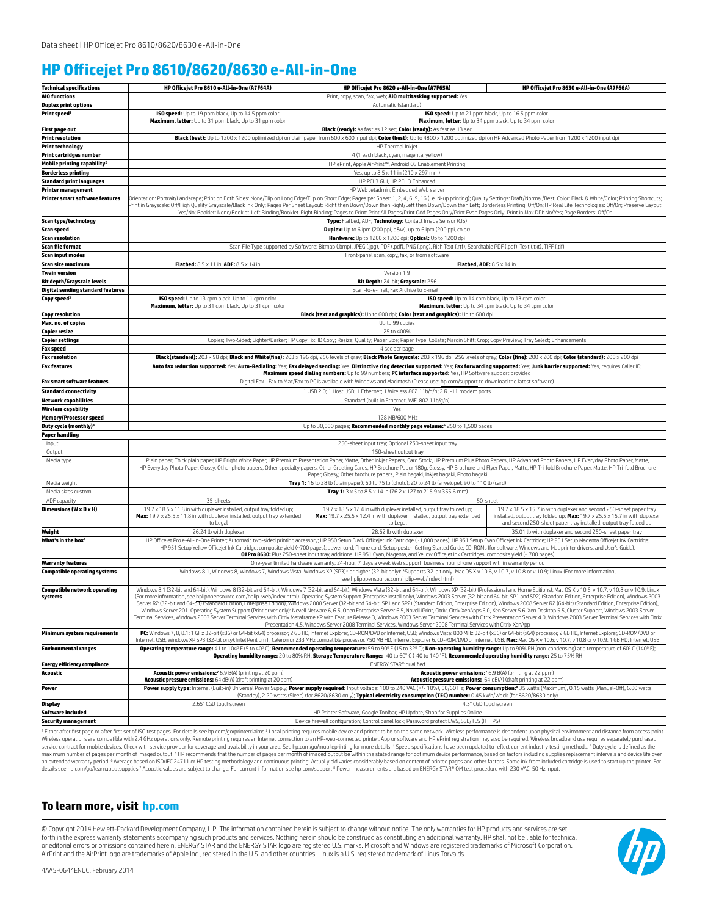# HP Officejet Pro 8610/8620/8630 e-All-in-One

| Technical specifications | HP Officejet Pro 8610 e-All-in-One (A7F64A) | HP Officejet Pro 8620 e-All-in-One (A7F65A) | HP Officejet Pro 8630 e-All-in-One (A7F66A) |
|---|---|---|---|
| **AIO functions** | Print, copy, scan, fax, web; **AiO multitasking supported:** Yes | | |
| **Duplex print options** | Automatic (standard) | | |
| **Print speed**[1] | **ISO speed:** Up to 19 ppm black, Up to 14.5 ppm color **Maximum, letter:** Up to 31 ppm black, Up to 31 ppm color | **ISO speed:** Up to 21 ppm black, Up to 16.5 ppm color **Maximum, letter:** Up to 34 ppm black, Up to 34 ppm color | |
| **First page out** | **Black (ready):** As fast as 12 sec; **Color (ready):** As fast as 13 sec | | |
| **Print resolution** | **Black (best):** Up to 1200 x 1200 optimized dpi on plain paper from 600 x 600 input dpi; **Color (best):** Up to 4800 x 1200 optimized dpi on HP Advanced Photo Paper from 1200 x 1200 input dpi | | |
| **Print technology** | HP Thermal Inkjet | | |
| **Print cartridges number** | 4 (1 each black, cyan, magenta, yellow) | | |
| **Mobile printing capability**[2] | HP ePrint, Apple AirPrint™, Android OS Enablement Printing | | |
| **Borderless printing** | Yes, up to 8.5 x 11 in (210 x 297 mm) | | |
| **Standard print languages** | HP PCL3 GUI, HP PCL 3 Enhanced | | |
| **Printer management** | HP Web Jetadmin; Embedded Web server | | |
| **Printer smart software features** | Orientation: Portrait/Landscape; Print on Both Sides: None/Flip on Long Edge/Flip on Short Edge; Pages per Sheet: 1, 2, 4, 6, 9, 16 (i.e. N-up printing); Quality Settings: Draft/Normal/Best; Color: Black & White/Color; Printing Shortcuts; Print in Grayscale: Off/High Quality Grayscale/Black Ink Only; Pages Per Sheet Layout: Right then Down/Down then Right/Left then Down/Down then Left; Borderless Printing: Off/On; HP Real Life Technologies: Off/On; Preserve Layout: Yes/No; Booklet: None/Booklet-Left Binding/Booklet-Right Binding; Pages to Print: Print All Pages/Print Odd Pages Only/Print Even Pages Only; Print in Max DPI: No/Yes; Page Borders: Off/On | | |
| **Scan type/technology** | **Type:** Flatbed, ADF; **Technology:** Contact Image Sensor (CIS) | | |
| **Scan speed** | **Duplex:** Up to 6 ipm (200 ppi, b&w), up to 6 ipm (200 ppi, color) | | |
| **Scan resolution** | **Hardware:** Up to 1200 x 1200 dpi; **Optical:** Up to 1200 dpi | | |
| **Scan file format** | Scan File Type supported by Software: Bitmap (.bmp), JPEG (.jpg), PDF (.pdf), PNG (.png), Rich Text (.rtf), Searchable PDF (.pdf), Text (.txt), TIFF (.tif) | | |
| **Scan input modes** | Front-panel scan, copy, fax, or from software | | |
| **Scan size maximum** | **Flatbed:** 8.5 x 11 in; **ADF:** 8.5 x 14 in | **Flatbed, ADF:** 8.5 x 14 in | |
| **Twain version** | Version 1.9 | | |
| **Bit depth/Grayscale levels** | **Bit Depth:** 24-bit; **Grayscale:** 256 | | |
| **Digital sending standard features** | Scan-to-e-mail; Fax Archive to E-mail | | |
| **Copy speed**[3] | **ISO speed:** Up to 13 cpm black, Up to 11 cpm color **Maximum, letter:** Up to 31 cpm black, Up to 31 cpm color | **ISO speed:** Up to 14 cpm black, Up to 13 cpm color **Maximum, letter:** Up to 34 cpm black, Up to 34 cpm color | |
| **Copy resolution** | **Black (text and graphics):** Up to 600 dpi; **Color (text and graphics):** Up to 600 dpi | | |
| **Max. no. of copies** | Up to 99 copies | | |
| **Copier resize** | 25 to 400% | | |
| **Copier settings** | Copies; Two-Sided; Lighter/Darker; HP Copy Fix; ID Copy; Resize; Quality; Paper Size; Paper Type; Collate; Margin Shift; Crop; Copy Preview; Tray Select; Enhancements | | |
| **Fax speed** | 4 sec per page | | |
| **Fax resolution** | **Black(standard):** 203 x 98 dpi; **Black and White(fine):** 203 x 196 dpi, 256 levels of gray; **Black Photo Grayscale:** 203 x 196 dpi, 256 levels of gray; **Color (fine):** 200 x 200 dpi; **Color (standard):** 200 x 200 dpi | | |
| **Fax features** | **Auto fax reduction supported:** Yes; **Auto-Redialing:** Yes; **Fax delayed sending:** Yes; **Distinctive ring detection supported:** Yes; **Fax forwarding supported:** Yes; **Junk barrier supported:** Yes, requires Caller ID; **Maximum speed dialing numbers:** Up to 99 numbers; **PC interface supported:** Yes, HP Software support provided | | |
| **Fax smart software features** | Digital Fax - Fax to Mac/Fax to PC is available with Windows and Macintosh (Please use: hp.com/support to download the latest software) | | |
| **Standard connectivity** | 1 USB 2.0; 1 Host USB; 1 Ethernet; 1 Wireless 802.11b/g/n; 2 RJ-11 modem ports | | |
| **Network capabilities** | Standard (built-in Ethernet, WiFi 802.11b/g/n) | | |
| **Wireless capability** | Yes | | |
| **Memory/Processor speed** | 128 MB/600 MHz | | |
| **Duty cycle (monthly)**[4] | Up to 30,000 pages; **Recommended monthly page volume:**[5] 250 to 1,500 pages | | |
| **Paper handling** | | | |
| Input | 250-sheet input tray; Optional 250-sheet input tray | | |
| Output | 150-sheet output tray | | |
| Media type | Plain paper; Thick plain paper, HP Bright White Paper, HP Premium Presentation Paper, Matte, Other Inkjet Papers, Card Stock, HP Premium Plus Photo Papers, HP Advanced Photo Papers, HP Everyday Photo Paper, Matte, HP Everyday Photo Paper, Glossy, Other photo papers, Other specialty papers, Other Greeting Cards, HP Brochure Paper 180g, Glossy, HP Brochure and Flyer Paper, Matte, HP Tri-fold Brochure Paper, Matte, HP Tri-fold Brochure Paper, Glossy, Other brochure papers, Plain hagaki, Inkjet hagaki, Photo hagaki | | |
| Media weight | **Tray 1:** 16 to 28 lb (plain paper); 60 to 75 lb (photo); 20 to 24 lb (envelope); 90 to 110 lb (card) | | |
| Media sizes custom | **Tray 1:** 3 x 5 to 8.5 x 14 in (76.2 x 127 to 215.9 x 355.6 mm) | | |
| ADF capacity | 35-sheets | 50-sheet | |
| **Dimensions (W x D x H)** | 19.7 x 18.5 x 11.8 in with duplexer installed, output tray folded up; **Max:** 19.7 x 25.5 x 11.8 in with duplexer installed, output tray extended to Legal | 19.7 x 18.5 x 12.4 in with duplexer installed, output tray folded up; **Max:** 19.7 x 25.5 x 12.4 in with duplexer installed, output tray extended to Legal | 19.7 x 18.5 x 15.7 in with duplexer and second 250-sheet paper tray installed, output tray folded up; **Max:** 19.7 x 25.5 x 15.7 in with duplexer and second 250-sheet paper tray installed, output tray folded up |
| **Weight** | 26.24 lb with duplexer | 28.62 lb with duplexer | 35.01 lb with duplexer and second 250-sheet paper tray |
| **What's in the box**[6] | HP Officejet Pro e-All-in-One Printer; Automatic two-sided printing accessory; HP 950 Setup Black Officejet Ink Cartridge (~1,000 pages); HP 951 Setup Cyan Officejet Ink Cartridge; HP 951 Setup Magenta Officejet Ink Cartridge; HP 951 Setup Yellow Officejet Ink Cartridge; composite yield (~700 pages); power cord; Phone cord; Setup poster; Getting Started Guide; CD-ROMs (for software, Windows and Mac printer drivers, and User's Guide). **OJ Pro 8630:** Plus 250-sheet input tray, additional HP 951 Cyan, Magenta, and Yellow Officejet Ink Cartridges: composite yield (~ 700 pages) | | |
| **Warranty features** | One-year limited hardware warranty; 24-hour, 7 days a week Web support; business hour phone support within warranty period | | |
| **Compatible operating systems** | Windows 8.1, Windows 8, Windows 7, Windows Vista, Windows XP (SP3)* or higher (32-bit only): *Supports 32-bit only; Mac OS X v 10.6, v 10.7, v 10.8 or v 10.9; Linux (For more information, see hplipopensource.com/hplip-web/index.html) | | |
| **Compatible network operating systems** | Windows 8.1 (32-bit and 64-bit), Windows 8 (32-bit and 64-bit), Windows 7 (32-bit and 64-bit), Windows Vista (32-bit and 64-bit), Windows XP (32-bit) (Professional and Home Editions); Mac OS X v 10.6, v 10.7, v 10.8 or v 10.9; Linux (For more information, see hplipopensource.com/hplip-web/index.html). Operating System Support (Enterprise install only), Windows 2003 Server (32-bit and 64-bit, SP1 and SP2) (Standard Edition, Enterprise Edition), Windows 2003 Server R2 (32-bit and 64-bit) (Standard Edition, Enterprise Edition), Windows 2008 Server (32-bit and 64-bit, SP1 and SP2) (Standard Edition, Enterprise Edition), Windows 2008 Server R2 (64-bit) (Standard Edition, Enterprise Edition), Windows Server 201. Operating System Support (Print driver only): Novell Netware 6, 6.5, Open Enterprise Server 6.5, Novell iPrint, Citrix, Citrix XenApps 6.0, Xen Server 5.6, Xen Desktop 5.5, Cluster Support, Windows 2003 Server Terminal Services, Windows 2003 Server Terminal Services with Citrix Metaframe XP with Feature Release 3, Windows 2003 Server Terminal Services with Citrix Presentation Server 4.0, Windows 2003 Server Terminal Services with Citrix Presentation 4.5, Windows Server 2008 Terminal Services, Windows Server 2008 Terminal Services with Citrix XenApp | | |
| **Minimum system requirements** | **PC:** Windows 7, 8, 8.1: 1 GHz 32-bit (x86) or 64-bit (x64) processor, 2 GB HD, Internet Explorer, CD-ROM/DVD or Internet, USB; Windows Vista: 800 MHz 32-bit (x86) or 64-bit (x64) processor, 2 GB HD, Internet Explorer, CD-ROM/DVD or Internet, USB; Windows XP SP3 (32-bit only): Intel Pentium II, Celeron or 233 MHz compatible processor, 750 MB HD, Internet Explorer 6, CD-ROM/DVD or Internet, USB; **Mac:** Mac OS X v 10.6; v 10.7; v 10.8 or v 10.9; 1 GB HD; Internet; USB | | |
| **Environmental ranges** | **Operating temperature range:** 41 to 104° F (5 to 40° C); **Recommended operating temperature:** 59 to 90° F (15 to 32° C); **Non-operating humidity range:** Up to 90% RH (non-condensing) at a temperature of 60° C (140° F); **Operating humidity range:** 20 to 80% RH; **Storage Temperature Range:** -40 to 60° C (-40 to 140° F); **Recommended operating humidity range:** 25 to 75% RH | | |
| **Energy efficiency compliance** | ENERGY STAR® qualified | | |
| **Acoustic** | **Acoustic power emissions:**[7] 6.9 B(A) (printing at 20 ppm) **Acoustic pressure emissions:** 64 dB(A) (draft printing at 20 ppm) | **Acoustic power emissions:**[7] 6.9 B(A) (printing at 22 ppm) **Acoustic pressure emissions:** 64 dB(A) (draft printing at 22 ppm) | |
| **Power** | **Power supply type:** Internal (Built-in) Universal Power Supply; **Power supply required:** Input voltage: 100 to 240 VAC (+/- 10%), 50/60 Hz; **Power consumption:**[8] 35 watts (Maximum), 0.15 watts (Manual-Off), 6.80 watts (Standby), 2.20 watts (Sleep) (for 8620/8630 only); **Typical electricity consumption (TEC) number:** 0.45 kWh/Week (for 8620/8630 only) | | |
| **Display** | 2.65" CGD touchscreen | 4.3" CGD touchscreen | |
| **Software included** | HP Printer Software, Google Toolbar, HP Update, Shop for Supplies Online | | |
| **Security management** | Device firewall configuration; Control panel lock; Password protect EWS, SSL/TLS (HTTPS) | | |

[1] Either after first page or after first set of ISO test pages. For details see hp.com/go/printerclaims [2] Local printing requires mobile device and printer to be on the same network. Wireless performance is dependent upon physical environment and distance from access point. Wireless operations are compatible with 2.4 GHz operations only. Remote printing requires an Internet connection to an HP-web-connected printer. App or software and HP ePrint registration may also be required. Wireless broadband use requires separately purchased service contract for mobile devices. Check with service provider for coverage and availability in your area. See hp.com/go/mobileprinting for more details. [3] Speed specifications have been updated to reflect current industry testing methods. [4] Duty cycle is defined as the maximum number of pages per month of imaged output. [5] HP recommends that the number of pages per month of imaged output be within the stated range for optimum device performance, based on factors including supplies replacement intervals and device life over an extended warranty period. [6] Average based on ISO/IEC 24711 or HP testing methodology and continuous printing. Actual yield varies considerably based on content of printed pages and other factors. Some ink from included cartridge is used to start up the printer. For details see hp.com/go/learnaboutsupplies [7] Acoustic values are subject to change. For current information see hp.com/support [8] Power measurements are based on ENERGY STAR® OM test procedure with 230 VAC, 50 Hz input.

## To learn more, visit hp.com

© Copyright 2014 Hewlett-Packard Development Company, L.P. The information contained herein is subject to change without notice. The only warranties for HP products and services are set forth in the express warranty statements accompanying such products and services. Nothing herein should be construed as constituting an additional warranty. HP shall not be liable for technical or editorial errors or omissions contained herein. ENERGY STAR and the ENERGY STAR logo are registered U.S. marks. Microsoft and Windows are registered trademarks of Microsoft Corporation. AirPrint and the AirPrint logo are trademarks of Apple Inc., registered in the U.S. and other countries. Linux is a U.S. registered trademark of Linus Torvalds.

4AA5-0644ENUC, February 2014